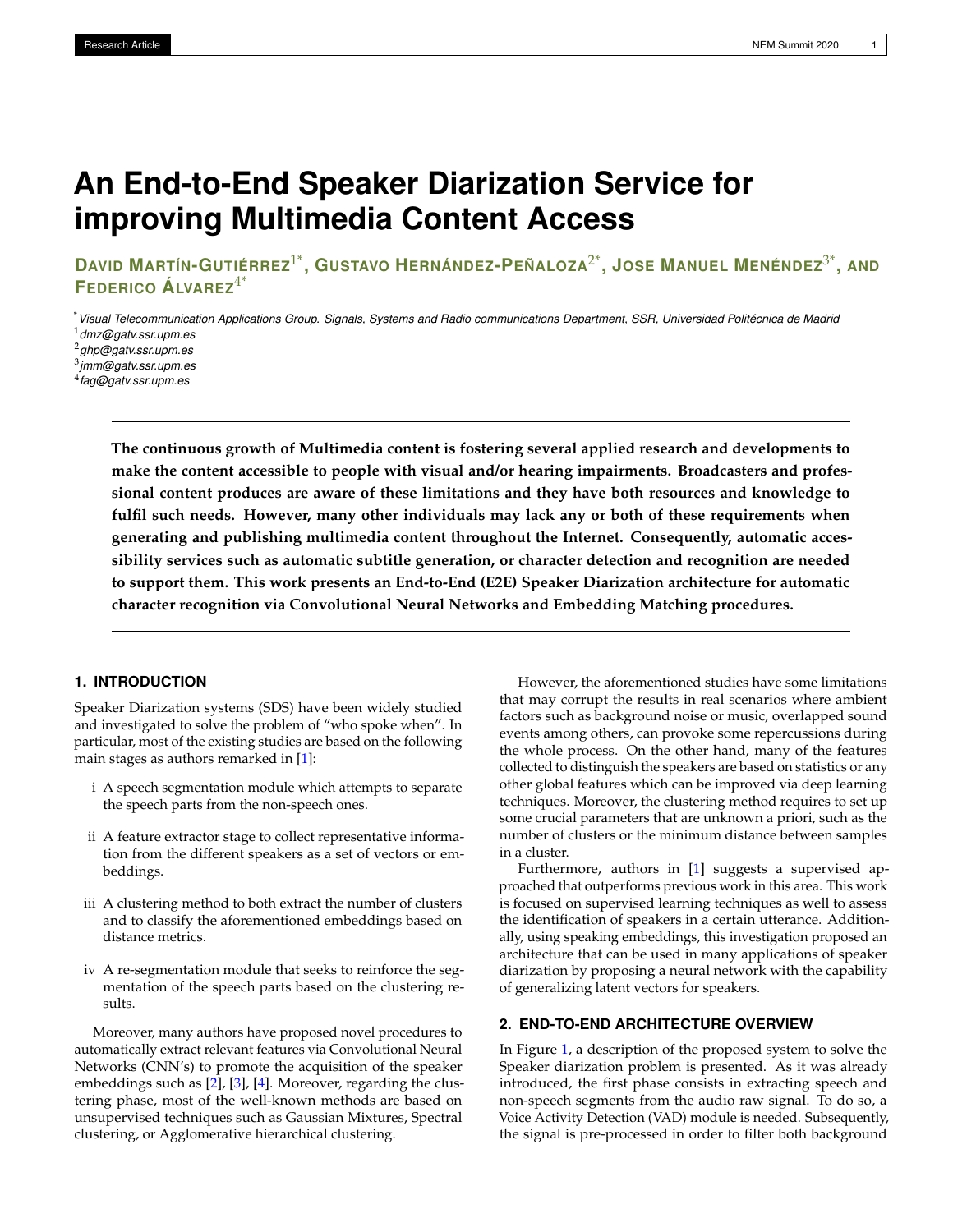# An End-to-End Speaker Diarization Service for improving Multimedia Content Access

**David Martín-Gutiérrez[1*], Gustavo Hernández-Peñaloza[2*], Jose Manuel Menéndez[3*], and Federico Álvarez[4*]**

[*] *Visual Telecommunication Applications Group. Signals, Systems and Radio communications Department, SSR, Universidad Politécnica de Madrid*
[1] *dmz@gatv.ssr.upm.es*
[2] *ghp@gatv.ssr.upm.es*
[3] *jmm@gatv.ssr.upm.es*
[4] *fag@gatv.ssr.upm.es*

**The continuous growth of Multimedia content is fostering several applied research and developments to make the content accessible to people with visual and/or hearing impairments. Broadcasters and professional content produces are aware of these limitations and they have both resources and knowledge to fulfil such needs. However, many other individuals may lack any or both of these requirements when generating and publishing multimedia content throughout the Internet. Consequently, automatic accessibility services such as automatic subtitle generation, or character detection and recognition are needed to support them. This work presents an End-to-End (E2E) Speaker Diarization architecture for automatic character recognition via Convolutional Neural Networks and Embedding Matching procedures.**

## 1. INTRODUCTION

Speaker Diarization systems (SDS) have been widely studied and investigated to solve the problem of "who spoke when". In particular, most of the existing studies are based on the following main stages as authors remarked in [1]:

- i A speech segmentation module which attempts to separate the speech parts from the non-speech ones.
- ii A feature extractor stage to collect representative information from the different speakers as a set of vectors or embeddings.
- iii A clustering method to both extract the number of clusters and to classify the aforementioned embeddings based on distance metrics.
- iv A re-segmentation module that seeks to reinforce the segmentation of the speech parts based on the clustering results.

Moreover, many authors have proposed novel procedures to automatically extract relevant features via Convolutional Neural Networks (CNN's) to promote the acquisition of the speaker embeddings such as [2], [3], [4]. Moreover, regarding the clustering phase, most of the well-known methods are based on unsupervised techniques such as Gaussian Mixtures, Spectral clustering, or Agglomerative hierarchical clustering.

However, the aforementioned studies have some limitations that may corrupt the results in real scenarios where ambient factors such as background noise or music, overlapped sound events among others, can provoke some repercussions during the whole process. On the other hand, many of the features collected to distinguish the speakers are based on statistics or any other global features which can be improved via deep learning techniques. Moreover, the clustering method requires to set up some crucial parameters that are unknown a priori, such as the number of clusters or the minimum distance between samples in a cluster.

Furthermore, authors in [1] suggests a supervised approached that outperforms previous work in this area. This work is focused on supervised learning techniques as well to assess the identification of speakers in a certain utterance. Additionally, using speaking embeddings, this investigation proposed an architecture that can be used in many applications of speaker diarization by proposing a neural network with the capability of generalizing latent vectors for speakers.

## 2. END-TO-END ARCHITECTURE OVERVIEW

In Figure 1, a description of the proposed system to solve the Speaker diarization problem is presented. As it was already introduced, the first phase consists in extracting speech and non-speech segments from the audio raw signal. To do so, a Voice Activity Detection (VAD) module is needed. Subsequently, the signal is pre-processed in order to filter both background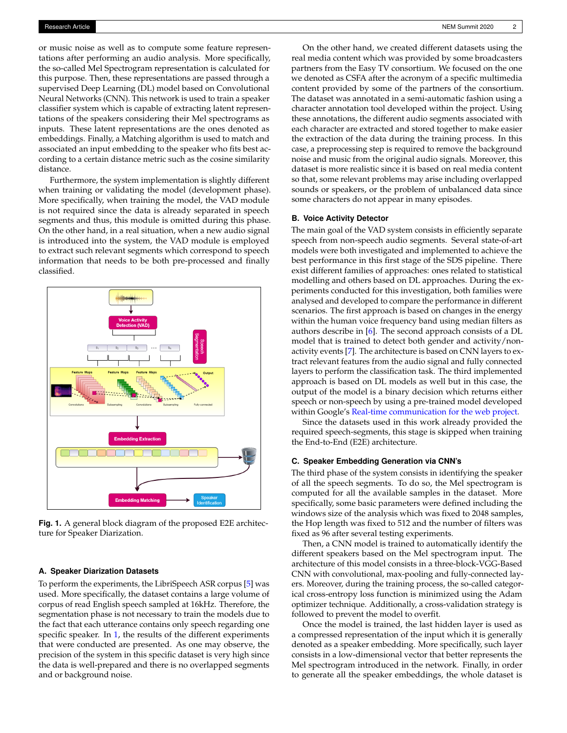or music noise as well as to compute some feature representations after performing an audio analysis. More specifically, the so-called Mel Spectrogram representation is calculated for this purpose. Then, these representations are passed through a supervised Deep Learning (DL) model based on Convolutional Neural Networks (CNN). This network is used to train a speaker classifier system which is capable of extracting latent representations of the speakers considering their Mel spectrograms as inputs. These latent representations are the ones denoted as embeddings. Finally, a Matching algorithm is used to match and associated an input embedding to the speaker who fits best according to a certain distance metric such as the cosine similarity distance.

Furthermore, the system implementation is slightly different when training or validating the model (development phase). More specifically, when training the model, the VAD module is not required since the data is already separated in speech segments and thus, this module is omitted during this phase. On the other hand, in a real situation, when a new audio signal is introduced into the system, the VAD module is employed to extract such relevant segments which correspond to speech information that needs to be both pre-processed and finally classified.

**Fig. 1.** A general block diagram of the proposed E2E architecture for Speaker Diarization.

### A. Speaker Diarization Datasets

To perform the experiments, the LibriSpeech ASR corpus [5] was used. More specifically, the dataset contains a large volume of corpus of read English speech sampled at 16kHz. Therefore, the segmentation phase is not necessary to train the models due to the fact that each utterance contains only speech regarding one specific speaker. In 1, the results of the different experiments that were conducted are presented. As one may observe, the precision of the system in this specific dataset is very high since the data is well-prepared and there is no overlapped segments and or background noise.

On the other hand, we created different datasets using the real media content which was provided by some broadcasters partners from the Easy TV consortium. We focused on the one we denoted as CSFA after the acronym of a specific multimedia content provided by some of the partners of the consortium. The dataset was annotated in a semi-automatic fashion using a character annotation tool developed within the project. Using these annotations, the different audio segments associated with each character are extracted and stored together to make easier the extraction of the data during the training process. In this case, a preprocessing step is required to remove the background noise and music from the original audio signals. Moreover, this dataset is more realistic since it is based on real media content so that, some relevant problems may arise including overlapped sounds or speakers, or the problem of unbalanced data since some characters do not appear in many episodes.

### B. Voice Activity Detector

The main goal of the VAD system consists in efficiently separate speech from non-speech audio segments. Several state-of-art models were both investigated and implemented to achieve the best performance in this first stage of the SDS pipeline. There exist different families of approaches: ones related to statistical modelling and others based on DL approaches. During the experiments conducted for this investigation, both families were analysed and developed to compare the performance in different scenarios. The first approach is based on changes in the energy within the human voice frequency band using median filters as authors describe in [6]. The second approach consists of a DL model that is trained to detect both gender and activity/non-activity events [7]. The architecture is based on CNN layers to extract relevant features from the audio signal and fully connected layers to perform the classification task. The third implemented approach is based on DL models as well but in this case, the output of the model is a binary decision which returns either speech or non-speech by using a pre-trained model developed within Google's Real-time communication for the web project.

Since the datasets used in this work already provided the required speech-segments, this stage is skipped when training the End-to-End (E2E) architecture.

### C. Speaker Embedding Generation via CNN's

The third phase of the system consists in identifying the speaker of all the speech segments. To do so, the Mel spectrogram is computed for all the available samples in the dataset. More specifically, some basic parameters were defined including the windows size of the analysis which was fixed to 2048 samples, the Hop length was fixed to 512 and the number of filters was fixed as 96 after several testing experiments.

Then, a CNN model is trained to automatically identify the different speakers based on the Mel spectrogram input. The architecture of this model consists in a three-block-VGG-Based CNN with convolutional, max-pooling and fully-connected layers. Moreover, during the training process, the so-called categorical cross-entropy loss function is minimized using the Adam optimizer technique. Additionally, a cross-validation strategy is followed to prevent the model to overfit.

Once the model is trained, the last hidden layer is used as a compressed representation of the input which it is generally denoted as a speaker embedding. More specifically, such layer consists in a low-dimensional vector that better represents the Mel spectrogram introduced in the network. Finally, in order to generate all the speaker embeddings, the whole dataset is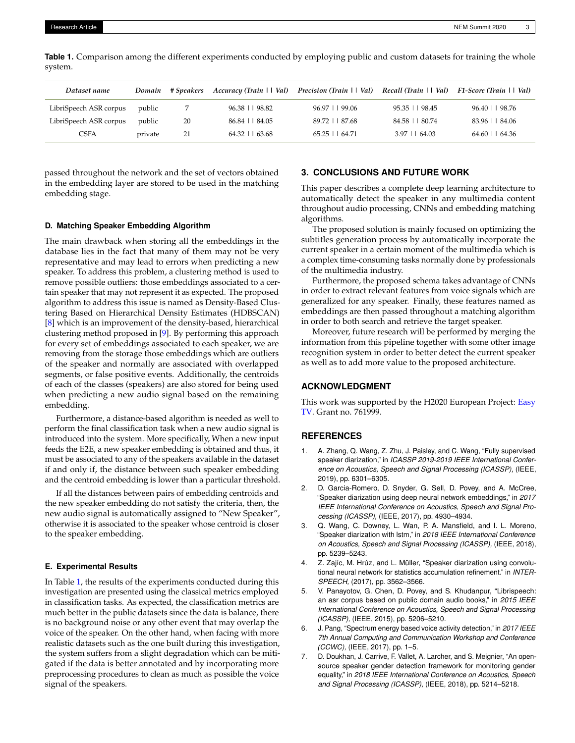**Table 1.** Comparison among the different experiments conducted by employing public and custom datasets for training the whole system.

| *Dataset name* | *Domain* | *# Speakers* | *Accuracy (Train \| \| Val)* | *Precision (Train \| \| Val)* | *Recall (Train \| \| Val)* | *F1-Score (Train \| \| Val)* |
|---|---|---|---|---|---|---|
| LibriSpeech ASR corpus | public | 7 | 96.38 \| \| 98.82 | 96.97 \| \| 99.06 | 95.35 \| \| 98.45 | 96.40 \| \| 98.76 |
| LibriSpeech ASR corpus | public | 20 | 86.84 \| \| 84.05 | 89.72 \| \| 87.68 | 84.58 \| \| 80.74 | 83.96 \| \| 84.06 |
| CSFA | private | 21 | 64.32 \| \| 63.68 | 65.25 \| \| 64.71 | 3.97 \| \| 64.03 | 64.60 \| \| 64.36 |

passed throughout the network and the set of vectors obtained in the embedding layer are stored to be used in the matching embedding stage.

### D. Matching Speaker Embedding Algorithm

The main drawback when storing all the embeddings in the database lies in the fact that many of them may not be very representative and may lead to errors when predicting a new speaker. To address this problem, a clustering method is used to remove possible outliers: those embeddings associated to a certain speaker that may not represent it as expected. The proposed algorithm to address this issue is named as Density-Based Clustering Based on Hierarchical Density Estimates (HDBSCAN) [8] which is an improvement of the density-based, hierarchical clustering method proposed in [9]. By performing this approach for every set of embeddings associated to each speaker, we are removing from the storage those embeddings which are outliers of the speaker and normally are associated with overlapped segments, or false positive events. Additionally, the centroids of each of the classes (speakers) are also stored for being used when predicting a new audio signal based on the remaining embedding.

Furthermore, a distance-based algorithm is needed as well to perform the final classification task when a new audio signal is introduced into the system. More specifically, When a new input feeds the E2E, a new speaker embedding is obtained and thus, it must be associated to any of the speakers available in the dataset if and only if, the distance between such speaker embedding and the centroid embedding is lower than a particular threshold.

If all the distances between pairs of embedding centroids and the new speaker embedding do not satisfy the criteria, then, the new audio signal is automatically assigned to "New Speaker", otherwise it is associated to the speaker whose centroid is closer to the speaker embedding.

### E. Experimental Results

In Table 1, the results of the experiments conducted during this investigation are presented using the classical metrics employed in classification tasks. As expected, the classification metrics are much better in the public datasets since the data is balance, there is no background noise or any other event that may overlap the voice of the speaker. On the other hand, when facing with more realistic datasets such as the one built during this investigation, the system suffers from a slight degradation which can be mitigated if the data is better annotated and by incorporating more preprocessing procedures to clean as much as possible the voice signal of the speakers.

## 3. CONCLUSIONS AND FUTURE WORK

This paper describes a complete deep learning architecture to automatically detect the speaker in any multimedia content throughout audio processing, CNNs and embedding matching algorithms.

The proposed solution is mainly focused on optimizing the subtitles generation process by automatically incorporate the current speaker in a certain moment of the multimedia which is a complex time-consuming tasks normally done by professionals of the multimedia industry.

Furthermore, the proposed schema takes advantage of CNNs in order to extract relevant features from voice signals which are generalized for any speaker. Finally, these features named as embeddings are then passed throughout a matching algorithm in order to both search and retrieve the target speaker.

Moreover, future research will be performed by merging the information from this pipeline together with some other image recognition system in order to better detect the current speaker as well as to add more value to the proposed architecture.

## ACKNOWLEDGMENT

This work was supported by the H2020 European Project: Easy TV. Grant no. 761999.

## REFERENCES

1. A. Zhang, Q. Wang, Z. Zhu, J. Paisley, and C. Wang, "Fully supervised speaker diarization," in *ICASSP 2019-2019 IEEE International Conference on Acoustics, Speech and Signal Processing (ICASSP)*, (IEEE, 2019), pp. 6301–6305.
2. D. Garcia-Romero, D. Snyder, G. Sell, D. Povey, and A. McCree, "Speaker diarization using deep neural network embeddings," in *2017 IEEE International Conference on Acoustics, Speech and Signal Processing (ICASSP)*, (IEEE, 2017), pp. 4930–4934.
3. Q. Wang, C. Downey, L. Wan, P. A. Mansfield, and I. L. Moreno, "Speaker diarization with lstm," in *2018 IEEE International Conference on Acoustics, Speech and Signal Processing (ICASSP)*, (IEEE, 2018), pp. 5239–5243.
4. Z. Zajíc, M. Hrúz, and L. Müller, "Speaker diarization using convolutional neural network for statistics accumulation refinement." in *INTERSPEECH*, (2017), pp. 3562–3566.
5. V. Panayotov, G. Chen, D. Povey, and S. Khudanpur, "Librispeech: an asr corpus based on public domain audio books," in *2015 IEEE International Conference on Acoustics, Speech and Signal Processing (ICASSP)*, (IEEE, 2015), pp. 5206–5210.
6. J. Pang, "Spectrum energy based voice activity detection," in *2017 IEEE 7th Annual Computing and Communication Workshop and Conference (CCWC)*, (IEEE, 2017), pp. 1–5.
7. D. Doukhan, J. Carrive, F. Vallet, A. Larcher, and S. Meignier, "An open-source speaker gender detection framework for monitoring gender equality," in *2018 IEEE International Conference on Acoustics, Speech and Signal Processing (ICASSP)*, (IEEE, 2018), pp. 5214–5218.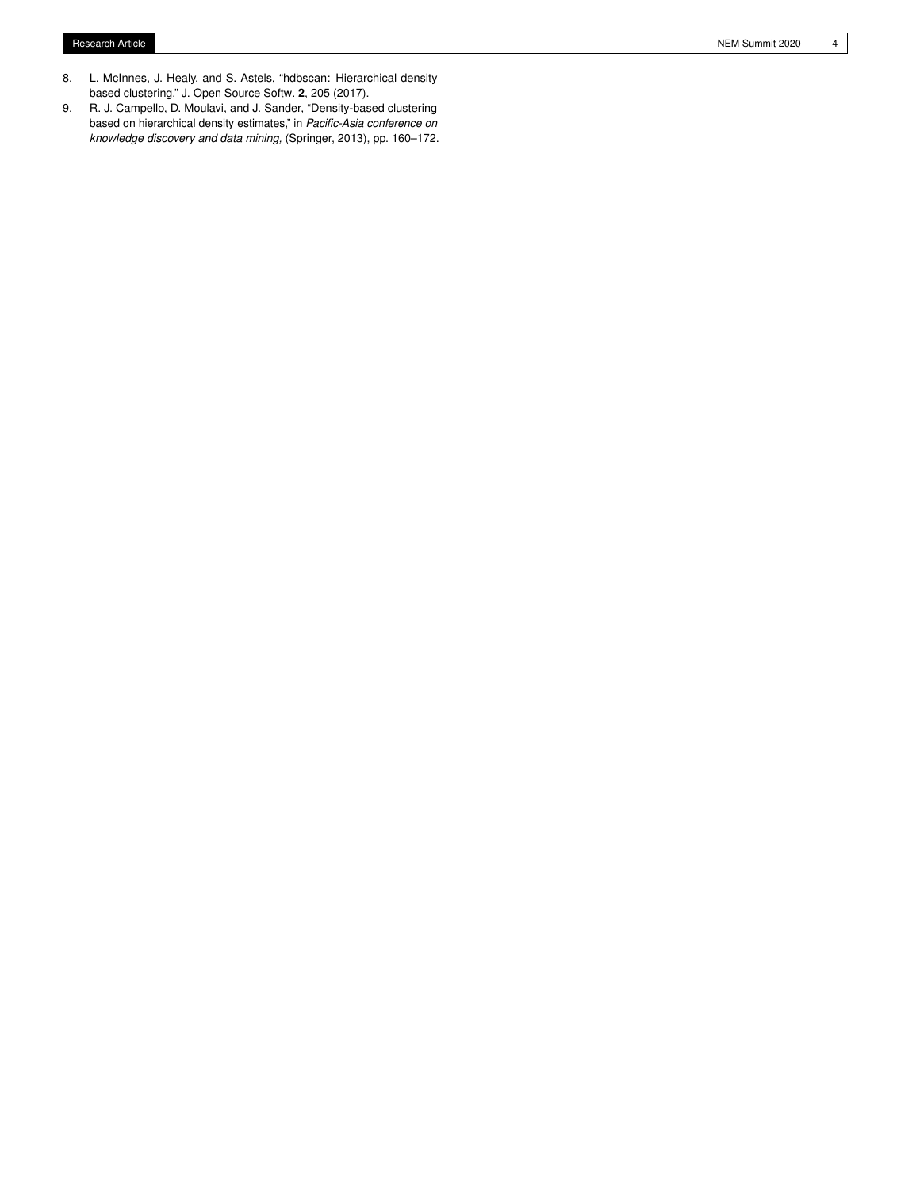8. L. McInnes, J. Healy, and S. Astels, "hdbscan: Hierarchical density based clustering," J. Open Source Softw. **2**, 205 (2017).
9. R. J. Campello, D. Moulavi, and J. Sander, "Density-based clustering based on hierarchical density estimates," in *Pacific-Asia conference on knowledge discovery and data mining,* (Springer, 2013), pp. 160–172.